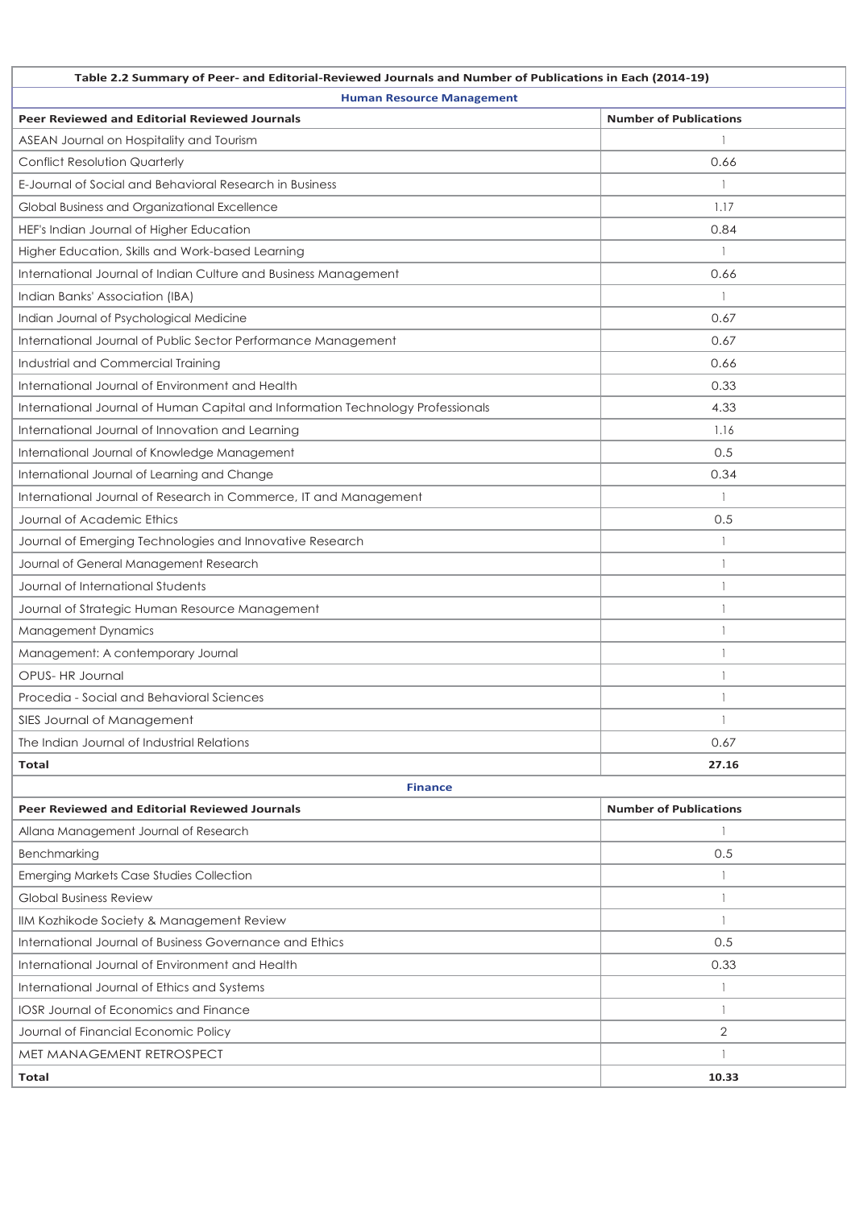| Table 2.2 Summary of Peer- and Editorial-Reviewed Journals and Number of Publications in Each (2014-19) | |
|---|---|
| **Human Resource Management** | |
| **Peer Reviewed and Editorial Reviewed Journals** | **Number of Publications** |
| ASEAN Journal on Hospitality and Tourism | 1 |
| Conflict Resolution Quarterly | 0.66 |
| E-Journal of Social and Behavioral Research in Business | 1 |
| Global Business and Organizational Excellence | 1.17 |
| HEF's Indian Journal of Higher Education | 0.84 |
| Higher Education, Skills and Work-based Learning | 1 |
| International Journal of Indian Culture and Business Management | 0.66 |
| Indian Banks' Association (IBA) | 1 |
| Indian Journal of Psychological Medicine | 0.67 |
| International Journal of Public Sector Performance Management | 0.67 |
| Industrial and Commercial Training | 0.66 |
| International Journal of Environment and Health | 0.33 |
| International Journal of Human Capital and Information Technology Professionals | 4.33 |
| International Journal of Innovation and Learning | 1.16 |
| International Journal of Knowledge Management | 0.5 |
| International Journal of Learning and Change | 0.34 |
| International Journal of Research in Commerce, IT and Management | 1 |
| Journal of Academic Ethics | 0.5 |
| Journal of Emerging Technologies and Innovative Research | 1 |
| Journal of General Management Research | 1 |
| Journal of International Students | 1 |
| Journal of Strategic Human Resource Management | 1 |
| Management Dynamics | 1 |
| Management: A contemporary Journal | 1 |
| OPUS- HR Journal | 1 |
| Procedia - Social and Behavioral Sciences | 1 |
| SIES Journal of Management | 1 |
| The Indian Journal of Industrial Relations | 0.67 |
| **Total** | **27.16** |
| **Finance** | |
| **Peer Reviewed and Editorial Reviewed Journals** | **Number of Publications** |
| Allana Management Journal of Research | 1 |
| Benchmarking | 0.5 |
| Emerging Markets Case Studies Collection | 1 |
| Global Business Review | 1 |
| IIM Kozhikode Society & Management Review | 1 |
| International Journal of Business Governance and Ethics | 0.5 |
| International Journal of Environment and Health | 0.33 |
| International Journal of Ethics and Systems | 1 |
| IOSR Journal of Economics and Finance | 1 |
| Journal of Financial Economic Policy | 2 |
| MET MANAGEMENT RETROSPECT | 1 |
| **Total** | **10.33** |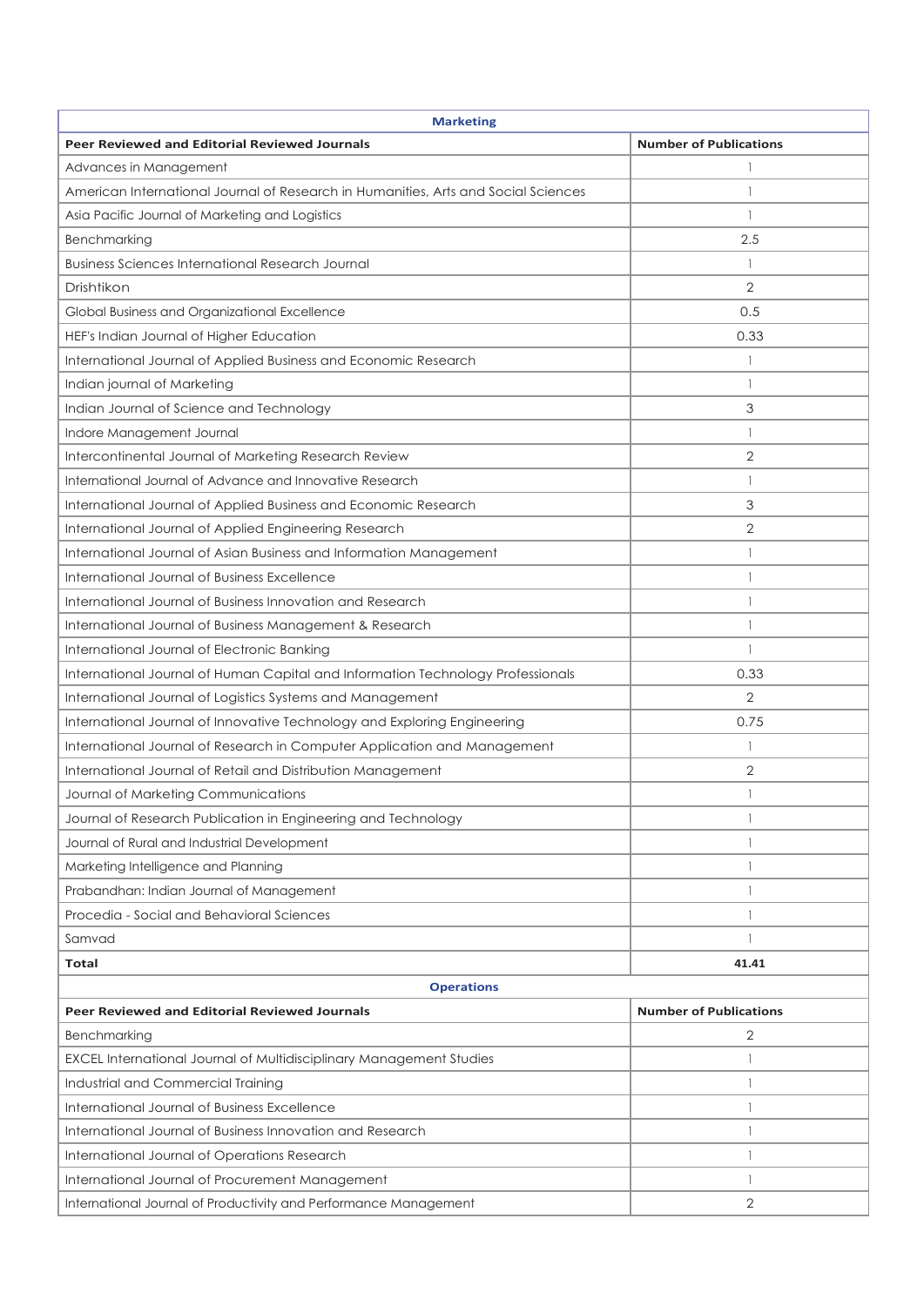| Marketing | |
|---|---|
| **Peer Reviewed and Editorial Reviewed Journals** | **Number of Publications** |
| Advances in Management | 1 |
| American International Journal of Research in Humanities, Arts and Social Sciences | 1 |
| Asia Pacific Journal of Marketing and Logistics | 1 |
| Benchmarking | 2.5 |
| Business Sciences International Research Journal | 1 |
| Drishtikon | 2 |
| Global Business and Organizational Excellence | 0.5 |
| HEF's Indian Journal of Higher Education | 0.33 |
| International Journal of Applied Business and Economic Research | 1 |
| Indian journal of Marketing | 1 |
| Indian Journal of Science and Technology | 3 |
| Indore Management Journal | 1 |
| Intercontinental Journal of Marketing Research Review | 2 |
| International Journal of Advance and Innovative Research | 1 |
| International Journal of Applied Business and Economic Research | 3 |
| International Journal of Applied Engineering Research | 2 |
| International Journal of Asian Business and Information Management | 1 |
| International Journal of Business Excellence | 1 |
| International Journal of Business Innovation and Research | 1 |
| International Journal of Business Management & Research | 1 |
| International Journal of Electronic Banking | 1 |
| International Journal of Human Capital and Information Technology Professionals | 0.33 |
| International Journal of Logistics Systems and Management | 2 |
| International Journal of Innovative Technology and Exploring Engineering | 0.75 |
| International Journal of Research in Computer Application and Management | 1 |
| International Journal of Retail and Distribution Management | 2 |
| Journal of Marketing Communications | 1 |
| Journal of Research Publication in Engineering and Technology | 1 |
| Journal of Rural and Industrial Development | 1 |
| Marketing Intelligence and Planning | 1 |
| Prabandhan: Indian Journal of Management | 1 |
| Procedia - Social and Behavioral Sciences | 1 |
| Samvad | 1 |
| **Total** | **41.41** |

| Operations | |
|---|---|
| **Peer Reviewed and Editorial Reviewed Journals** | **Number of Publications** |
| Benchmarking | 2 |
| EXCEL International Journal of Multidisciplinary Management Studies | 1 |
| Industrial and Commercial Training | 1 |
| International Journal of Business Excellence | 1 |
| International Journal of Business Innovation and Research | 1 |
| International Journal of Operations Research | 1 |
| International Journal of Procurement Management | 1 |
| International Journal of Productivity and Performance Management | 2 |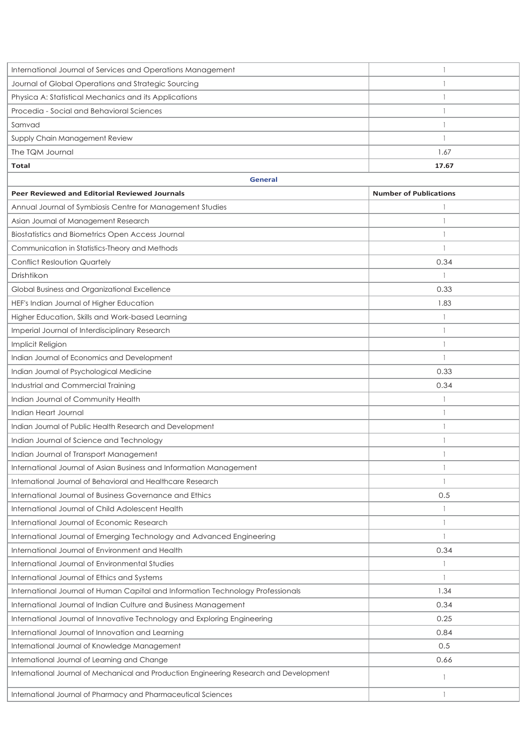| | |
|---|---|
| International Journal of Services and Operations Management | 1 |
| Journal of Global Operations and Strategic Sourcing | 1 |
| Physica A: Statistical Mechanics and its Applications | 1 |
| Procedia - Social and Behavioral Sciences | 1 |
| Samvad | 1 |
| Supply Chain Management Review | 1 |
| The TQM Journal | 1.67 |
| **Total** | **17.67** |

**General**

| **Peer Reviewed and Editorial Reviewed Journals** | **Number of Publications** |
|---|---|
| Annual Journal of Symbiosis Centre for Management Studies | 1 |
| Asian Journal of Management Research | 1 |
| Biostatistics and Biometrics Open Access Journal | 1 |
| Communication in Statistics-Theory and Methods | 1 |
| Conflict Resloution Quartely | 0.34 |
| Drishtikon | 1 |
| Global Business and Organizational Excellence | 0.33 |
| HEF's Indian Journal of Higher Education | 1.83 |
| Higher Education, Skills and Work-based Learning | 1 |
| Imperial Journal of Interdisciplinary Research | 1 |
| Implicit Religion | 1 |
| Indian Journal of Economics and Development | 1 |
| Indian Journal of Psychological Medicine | 0.33 |
| Industrial and Commercial Training | 0.34 |
| Indian Journal of Community Health | 1 |
| Indian Heart Journal | 1 |
| Indian Journal of Public Health Research and Development | 1 |
| Indian Journal of Science and Technology | 1 |
| Indian Journal of Transport Management | 1 |
| International Journal of Asian Business and Information Management | 1 |
| International Journal of Behavioral and Healthcare Research | 1 |
| International Journal of Business Governance and Ethics | 0.5 |
| International Journal of Child Adolescent Health | 1 |
| International Journal of Economic Research | 1 |
| International Journal of Emerging Technology and Advanced Engineering | 1 |
| International Journal of Environment and Health | 0.34 |
| International Journal of Environmental Studies | 1 |
| International Journal of Ethics and Systems | 1 |
| International Journal of Human Capital and Information Technology Professionals | 1.34 |
| International Journal of Indian Culture and Business Management | 0.34 |
| International Journal of Innovative Technology and Exploring Engineering | 0.25 |
| International Journal of Innovation and Learning | 0.84 |
| International Journal of Knowledge Management | 0.5 |
| International Journal of Learning and Change | 0.66 |
| International Journal of Mechanical and Production Engineering Research and Development | 1 |
| International Journal of Pharmacy and Pharmaceutical Sciences | 1 |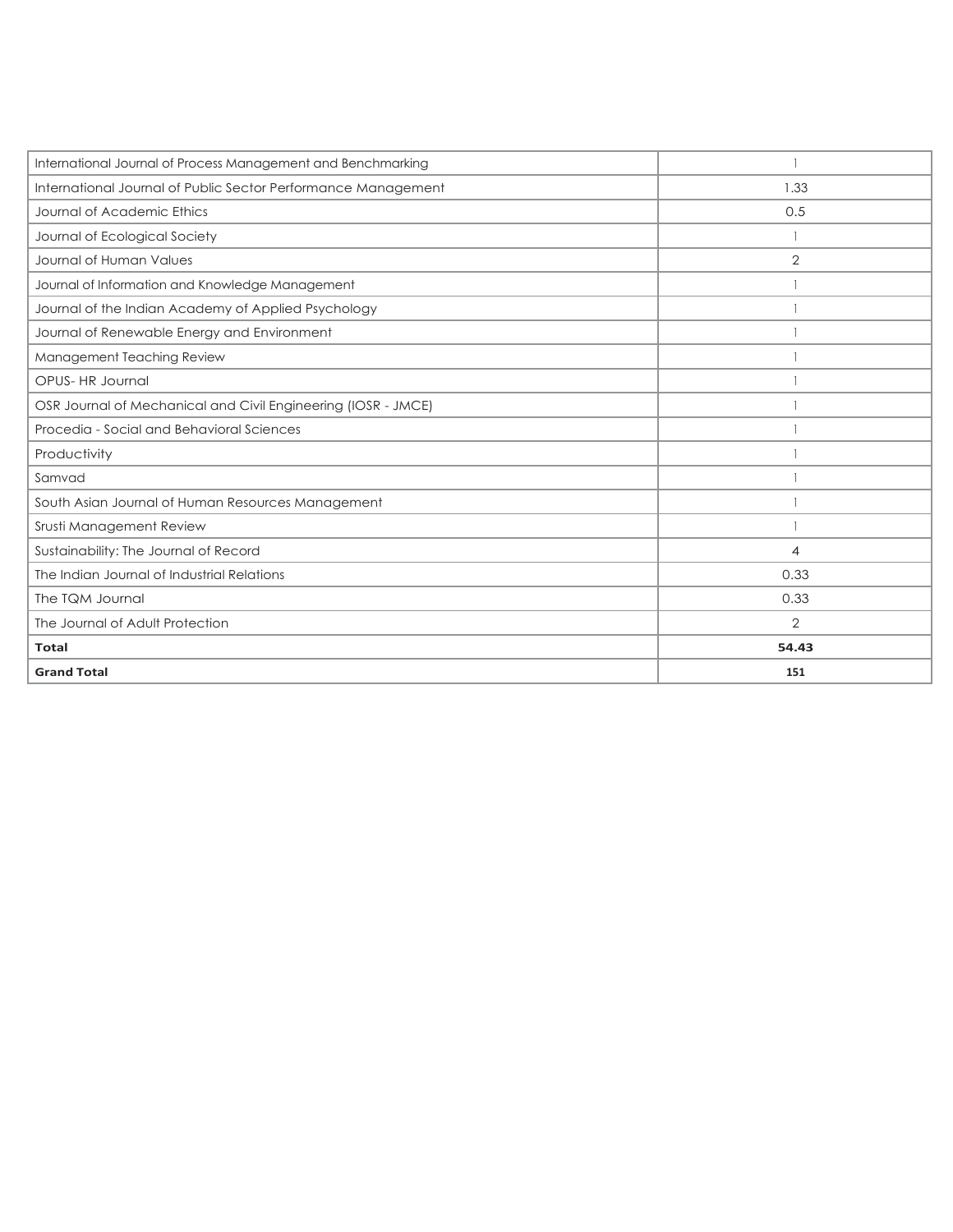| | |
|---|---|
| International Journal of Process Management and Benchmarking | 1 |
| International Journal of Public Sector Performance Management | 1.33 |
| Journal of Academic Ethics | 0.5 |
| Journal of Ecological Society | 1 |
| Journal of Human Values | 2 |
| Journal of Information and Knowledge Management | 1 |
| Journal of the Indian Academy of Applied Psychology | 1 |
| Journal of Renewable Energy and Environment | 1 |
| Management Teaching Review | 1 |
| OPUS- HR Journal | 1 |
| OSR Journal of Mechanical and Civil Engineering (IOSR - JMCE) | 1 |
| Procedia - Social and Behavioral Sciences | 1 |
| Productivity | 1 |
| Samvad | 1 |
| South Asian Journal of Human Resources Management | 1 |
| Srusti Management Review | 1 |
| Sustainability: The Journal of Record | 4 |
| The Indian Journal of Industrial Relations | 0.33 |
| The TQM Journal | 0.33 |
| The Journal of Adult Protection | 2 |
| **Total** | **54.43** |
| **Grand Total** | **151** |